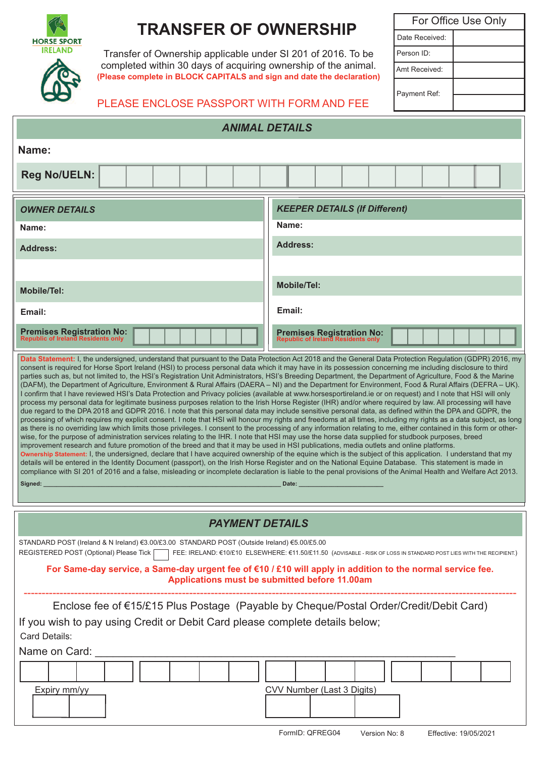HORSE SPORT IRELAND

# TRANSFER OF OWNERSHIP

Transfer of Ownership applicable under SI 201 of 2016. To be completed within 30 days of acquiring ownership of the animal.
**(Please complete in BLOCK CAPITALS and sign and date the declaration)**

PLEASE ENCLOSE PASSPORT WITH FORM AND FEE

| For Office Use Only | |
|---|---|
| Date Received: | |
| Person ID: | |
| Amt Received: | |
| Payment Ref: | |

## *ANIMAL DETAILS*

**Name:**

**Reg No/UELN:**

| *OWNER DETAILS* | *KEEPER DETAILS (If Different)* |
|---|---|
| **Name:** | **Name:** |
| **Address:** | **Address:** |
| **Mobile/Tel:** | **Mobile/Tel:** |
| **Email:** | **Email:** |
| **Premises Registration No:** Republic of Ireland Residents only | **Premises Registration No:** Republic of Ireland Residents only |

**Data Statement:** I, the undersigned, understand that pursuant to the Data Protection Act 2018 and the General Data Protection Regulation (GDPR) 2016, my consent is required for Horse Sport Ireland (HSI) to process personal data which it may have in its possession concerning me including disclosure to third parties such as, but not limited to, the HSI's Registration Unit Administrators, HSI's Breeding Department, the Department of Agriculture, Food & the Marine (DAFM), the Department of Agriculture, Environment & Rural Affairs (DAERA – NI) and the Department for Environment, Food & Rural Affairs (DEFRA – UK). I confirm that I have reviewed HSI's Data Protection and Privacy policies (available at www.horsesportireland.ie or on request) and I note that HSI will only process my personal data for legitimate business purposes relation to the Irish Horse Register (IHR) and/or where required by law. All processing will have due regard to the DPA 2018 and GDPR 2016. I note that this personal data may include sensitive personal data, as defined within the DPA and GDPR, the processing of which requires my explicit consent. I note that HSI will honour my rights and freedoms at all times, including my rights as a data subject, as long as there is no overriding law which limits those privileges. I consent to the processing of any information relating to me, either contained in this form or otherwise, for the purpose of administration services relating to the IHR. I note that HSI may use the horse data supplied for studbook purposes, breed improvement research and future promotion of the breed and that it may be used in HSI publications, media outlets and online platforms.

**Ownership Statement:** I, the undersigned, declare that I have acquired ownership of the equine which is the subject of this application. I understand that my details will be entered in the Identity Document (passport), on the Irish Horse Register and on the National Equine Database. This statement is made in compliance with SI 201 of 2016 and a false, misleading or incomplete declaration is liable to the penal provisions of the Animal Health and Welfare Act 2013.

**Signed:** ______________________________ **Date:** ______________

## *PAYMENT DETAILS*

STANDARD POST (Ireland & N Ireland) €3.00/£3.00 STANDARD POST (Outside Ireland) €5.00/£5.00
REGISTERED POST (Optional) Please Tick ☐ FEE: IRELAND: €10/£10 ELSEWHERE: €11.50/£11.50 (ADVISABLE - RISK OF LOSS IN STANDARD POST LIES WITH THE RECIPIENT.)

**For Same-day service, a Same-day urgent fee of €10 / £10 will apply in addition to the normal service fee. Applications must be submitted before 11.00am**

---

Enclose fee of €15/£15 Plus Postage (Payable by Cheque/Postal Order/Credit/Debit Card)

If you wish to pay using Credit or Debit Card please complete details below;

Card Details:

Name on Card: ______________________________

Expiry mm/yy

CVV Number (Last 3 Digits)

FormID: QFREG04 Version No: 8 Effective: 19/05/2021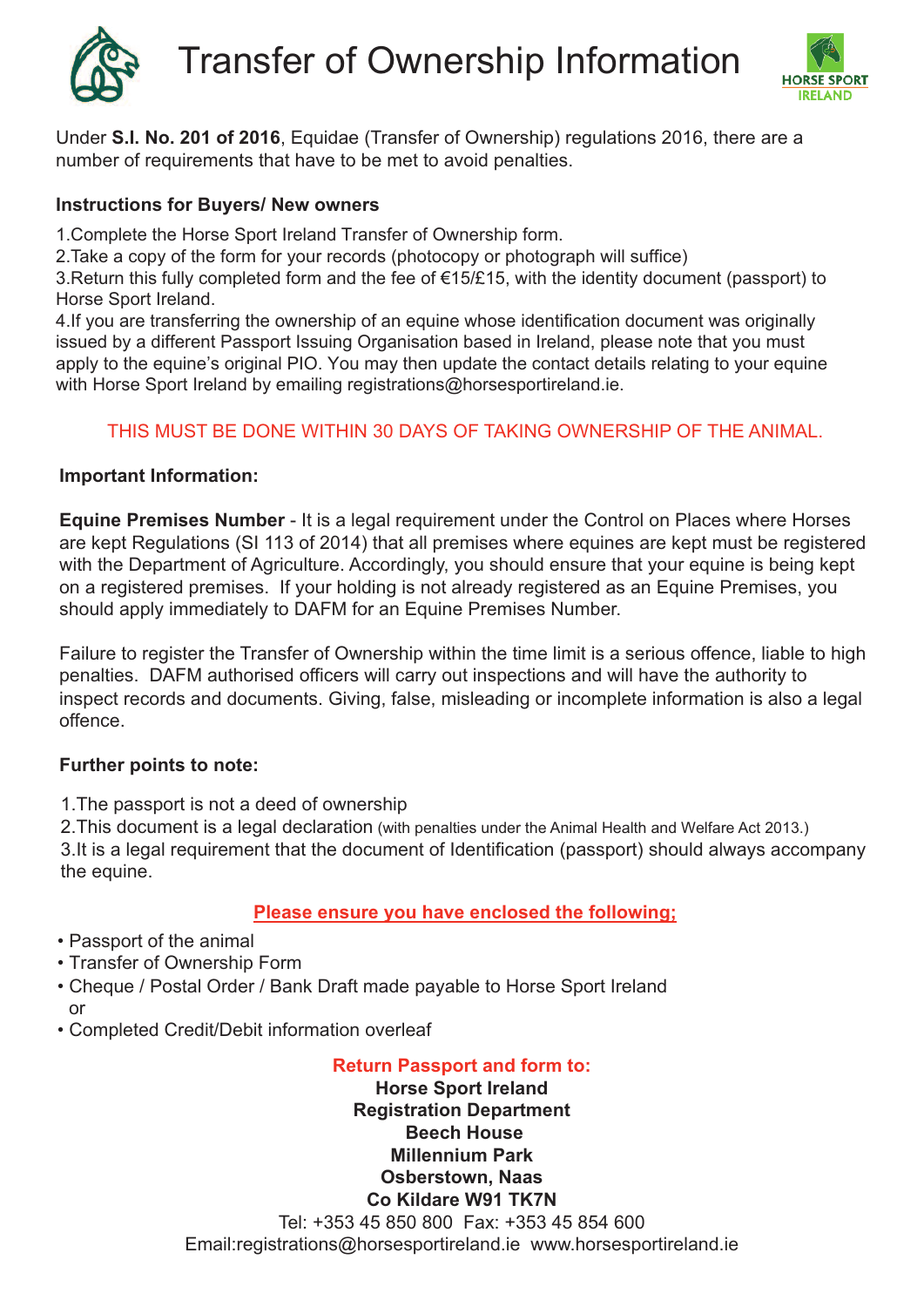# Transfer of Ownership Information

Under **S.I. No. 201 of 2016**, Equidae (Transfer of Ownership) regulations 2016, there are a number of requirements that have to be met to avoid penalties.

### Instructions for Buyers/ New owners

1. Complete the Horse Sport Ireland Transfer of Ownership form.
2. Take a copy of the form for your records (photocopy or photograph will suffice)
3. Return this fully completed form and the fee of €15/£15, with the identity document (passport) to Horse Sport Ireland.
4. If you are transferring the ownership of an equine whose identification document was originally issued by a different Passport Issuing Organisation based in Ireland, please note that you must apply to the equine's original PIO. You may then update the contact details relating to your equine with Horse Sport Ireland by emailing registrations@horsesportireland.ie.

THIS MUST BE DONE WITHIN 30 DAYS OF TAKING OWNERSHIP OF THE ANIMAL.

### Important Information:

**Equine Premises Number** - It is a legal requirement under the Control on Places where Horses are kept Regulations (SI 113 of 2014) that all premises where equines are kept must be registered with the Department of Agriculture. Accordingly, you should ensure that your equine is being kept on a registered premises. If your holding is not already registered as an Equine Premises, you should apply immediately to DAFM for an Equine Premises Number.

Failure to register the Transfer of Ownership within the time limit is a serious offence, liable to high penalties. DAFM authorised officers will carry out inspections and will have the authority to inspect records and documents. Giving, false, misleading or incomplete information is also a legal offence.

### Further points to note:

1. The passport is not a deed of ownership
2. This document is a legal declaration (with penalties under the Animal Health and Welfare Act 2013.)
3. It is a legal requirement that the document of Identification (passport) should always accompany the equine.

**Please ensure you have enclosed the following;**

- Passport of the animal
- Transfer of Ownership Form
- Cheque / Postal Order / Bank Draft made payable to Horse Sport Ireland
  or
- Completed Credit/Debit information overleaf

**Return Passport and form to:**

**Horse Sport Ireland**
**Registration Department**
**Beech House**
**Millennium Park**
**Osberstown, Naas**
**Co Kildare W91 TK7N**

Tel: +353 45 850 800 Fax: +353 45 854 600

Email:registrations@horsesportireland.ie www.horsesportireland.ie